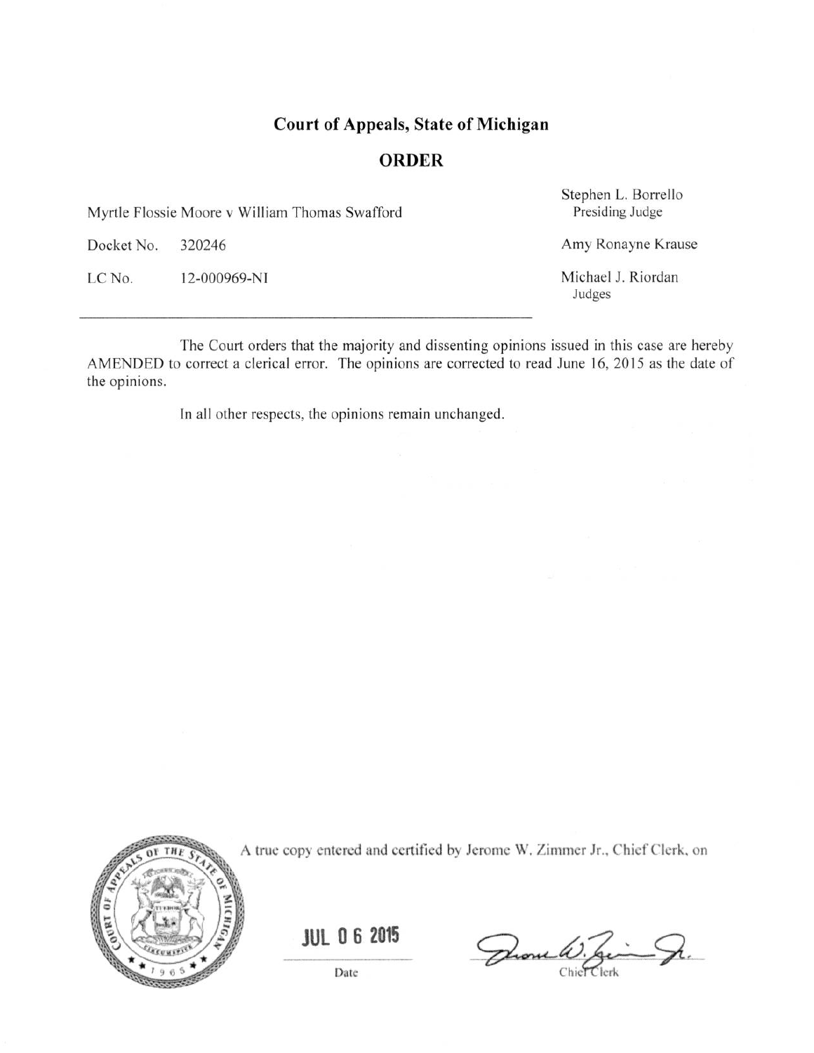# Court of Appeals, State of Michigan

## ORDER

Myrtle Flossie Moore v William Thomas Swafford

Docket No. 320246

LC No. 12-000969-NI

Stephen L. Borrello
Presiding Judge

Amy Ronayne Krause

Michael J. Riordan
Judges

---

The Court orders that the majority and dissenting opinions issued in this case are hereby AMENDED to correct a clerical error. The opinions are corrected to read June 16, 2015 as the date of the opinions.

In all other respects, the opinions remain unchanged.

A true copy entered and certified by Jerome W. Zimmer Jr., Chief Clerk, on

JUL 06 2015

Date

Chief Clerk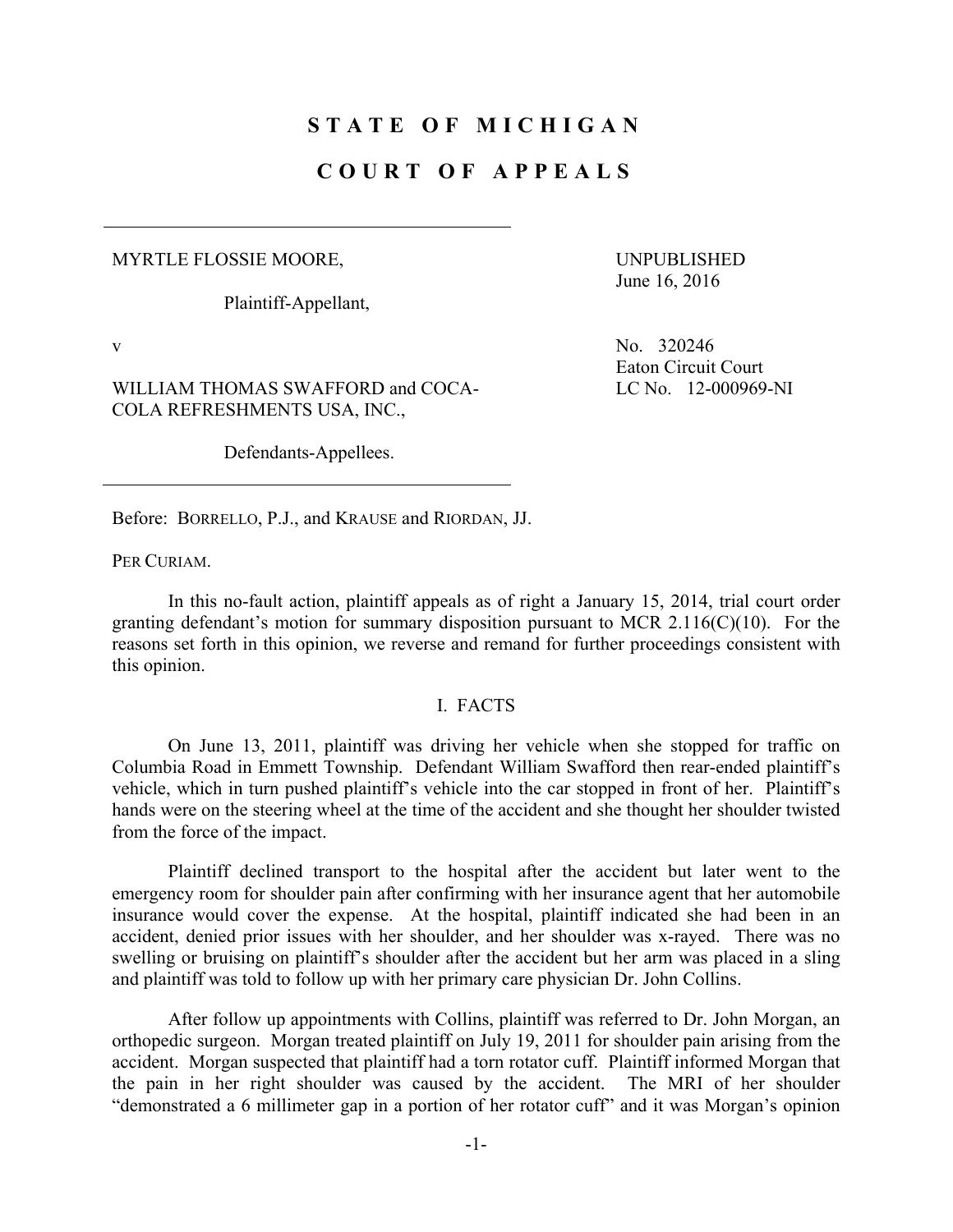# STATE OF MICHIGAN

# COURT OF APPEALS

MYRTLE FLOSSIE MOORE,

Plaintiff-Appellant,

v

WILLIAM THOMAS SWAFFORD and COCA-COLA REFRESHMENTS USA, INC.,

Defendants-Appellees.

UNPUBLISHED
June 16, 2016

No. 320246
Eaton Circuit Court
LC No. 12-000969-NI

Before: BORRELLO, P.J., and KRAUSE and RIORDAN, JJ.

PER CURIAM.

In this no-fault action, plaintiff appeals as of right a January 15, 2014, trial court order granting defendant's motion for summary disposition pursuant to MCR 2.116(C)(10). For the reasons set forth in this opinion, we reverse and remand for further proceedings consistent with this opinion.

## I. FACTS

On June 13, 2011, plaintiff was driving her vehicle when she stopped for traffic on Columbia Road in Emmett Township. Defendant William Swafford then rear-ended plaintiff's vehicle, which in turn pushed plaintiff's vehicle into the car stopped in front of her. Plaintiff's hands were on the steering wheel at the time of the accident and she thought her shoulder twisted from the force of the impact.

Plaintiff declined transport to the hospital after the accident but later went to the emergency room for shoulder pain after confirming with her insurance agent that her automobile insurance would cover the expense. At the hospital, plaintiff indicated she had been in an accident, denied prior issues with her shoulder, and her shoulder was x-rayed. There was no swelling or bruising on plaintiff's shoulder after the accident but her arm was placed in a sling and plaintiff was told to follow up with her primary care physician Dr. John Collins.

After follow up appointments with Collins, plaintiff was referred to Dr. John Morgan, an orthopedic surgeon. Morgan treated plaintiff on July 19, 2011 for shoulder pain arising from the accident. Morgan suspected that plaintiff had a torn rotator cuff. Plaintiff informed Morgan that the pain in her right shoulder was caused by the accident. The MRI of her shoulder "demonstrated a 6 millimeter gap in a portion of her rotator cuff" and it was Morgan's opinion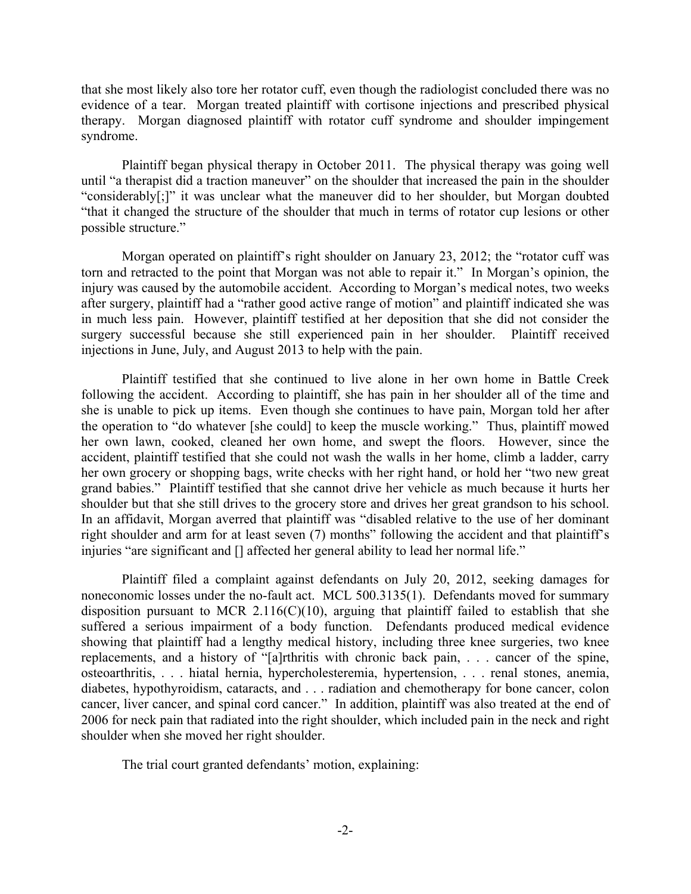that she most likely also tore her rotator cuff, even though the radiologist concluded there was no evidence of a tear. Morgan treated plaintiff with cortisone injections and prescribed physical therapy. Morgan diagnosed plaintiff with rotator cuff syndrome and shoulder impingement syndrome.

Plaintiff began physical therapy in October 2011. The physical therapy was going well until "a therapist did a traction maneuver" on the shoulder that increased the pain in the shoulder "considerably[;]" it was unclear what the maneuver did to her shoulder, but Morgan doubted "that it changed the structure of the shoulder that much in terms of rotator cup lesions or other possible structure."

Morgan operated on plaintiff's right shoulder on January 23, 2012; the "rotator cuff was torn and retracted to the point that Morgan was not able to repair it." In Morgan's opinion, the injury was caused by the automobile accident. According to Morgan's medical notes, two weeks after surgery, plaintiff had a "rather good active range of motion" and plaintiff indicated she was in much less pain. However, plaintiff testified at her deposition that she did not consider the surgery successful because she still experienced pain in her shoulder. Plaintiff received injections in June, July, and August 2013 to help with the pain.

Plaintiff testified that she continued to live alone in her own home in Battle Creek following the accident. According to plaintiff, she has pain in her shoulder all of the time and she is unable to pick up items. Even though she continues to have pain, Morgan told her after the operation to "do whatever [she could] to keep the muscle working." Thus, plaintiff mowed her own lawn, cooked, cleaned her own home, and swept the floors. However, since the accident, plaintiff testified that she could not wash the walls in her home, climb a ladder, carry her own grocery or shopping bags, write checks with her right hand, or hold her "two new great grand babies." Plaintiff testified that she cannot drive her vehicle as much because it hurts her shoulder but that she still drives to the grocery store and drives her great grandson to his school. In an affidavit, Morgan averred that plaintiff was "disabled relative to the use of her dominant right shoulder and arm for at least seven (7) months" following the accident and that plaintiff's injuries "are significant and [] affected her general ability to lead her normal life."

Plaintiff filed a complaint against defendants on July 20, 2012, seeking damages for noneconomic losses under the no-fault act. MCL 500.3135(1). Defendants moved for summary disposition pursuant to MCR 2.116(C)(10), arguing that plaintiff failed to establish that she suffered a serious impairment of a body function. Defendants produced medical evidence showing that plaintiff had a lengthy medical history, including three knee surgeries, two knee replacements, and a history of "[a]rthritis with chronic back pain, . . . cancer of the spine, osteoarthritis, . . . hiatal hernia, hypercholesteremia, hypertension, . . . renal stones, anemia, diabetes, hypothyroidism, cataracts, and . . . radiation and chemotherapy for bone cancer, colon cancer, liver cancer, and spinal cord cancer." In addition, plaintiff was also treated at the end of 2006 for neck pain that radiated into the right shoulder, which included pain in the neck and right shoulder when she moved her right shoulder.

The trial court granted defendants' motion, explaining: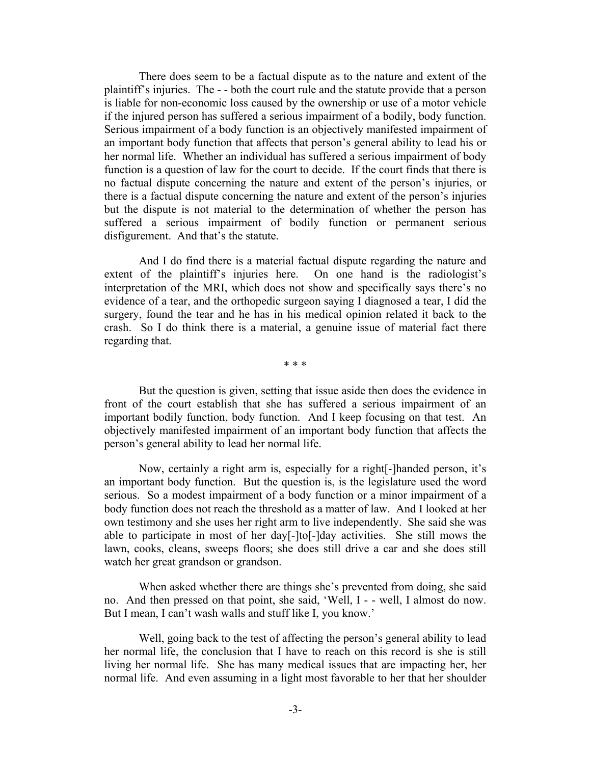There does seem to be a factual dispute as to the nature and extent of the plaintiff's injuries. The - - both the court rule and the statute provide that a person is liable for non-economic loss caused by the ownership or use of a motor vehicle if the injured person has suffered a serious impairment of a bodily, body function. Serious impairment of a body function is an objectively manifested impairment of an important body function that affects that person's general ability to lead his or her normal life. Whether an individual has suffered a serious impairment of body function is a question of law for the court to decide. If the court finds that there is no factual dispute concerning the nature and extent of the person's injuries, or there is a factual dispute concerning the nature and extent of the person's injuries but the dispute is not material to the determination of whether the person has suffered a serious impairment of bodily function or permanent serious disfigurement. And that's the statute.

And I do find there is a material factual dispute regarding the nature and extent of the plaintiff's injuries here. On one hand is the radiologist's interpretation of the MRI, which does not show and specifically says there's no evidence of a tear, and the orthopedic surgeon saying I diagnosed a tear, I did the surgery, found the tear and he has in his medical opinion related it back to the crash. So I do think there is a material, a genuine issue of material fact there regarding that.

\* \* \*

But the question is given, setting that issue aside then does the evidence in front of the court establish that she has suffered a serious impairment of an important bodily function, body function. And I keep focusing on that test. An objectively manifested impairment of an important body function that affects the person's general ability to lead her normal life.

Now, certainly a right arm is, especially for a right[-]handed person, it's an important body function. But the question is, is the legislature used the word serious. So a modest impairment of a body function or a minor impairment of a body function does not reach the threshold as a matter of law. And I looked at her own testimony and she uses her right arm to live independently. She said she was able to participate in most of her day[-]to[-]day activities. She still mows the lawn, cooks, cleans, sweeps floors; she does still drive a car and she does still watch her great grandson or grandson.

When asked whether there are things she's prevented from doing, she said no. And then pressed on that point, she said, 'Well, I - - well, I almost do now. But I mean, I can't wash walls and stuff like I, you know.'

Well, going back to the test of affecting the person's general ability to lead her normal life, the conclusion that I have to reach on this record is she is still living her normal life. She has many medical issues that are impacting her, her normal life. And even assuming in a light most favorable to her that her shoulder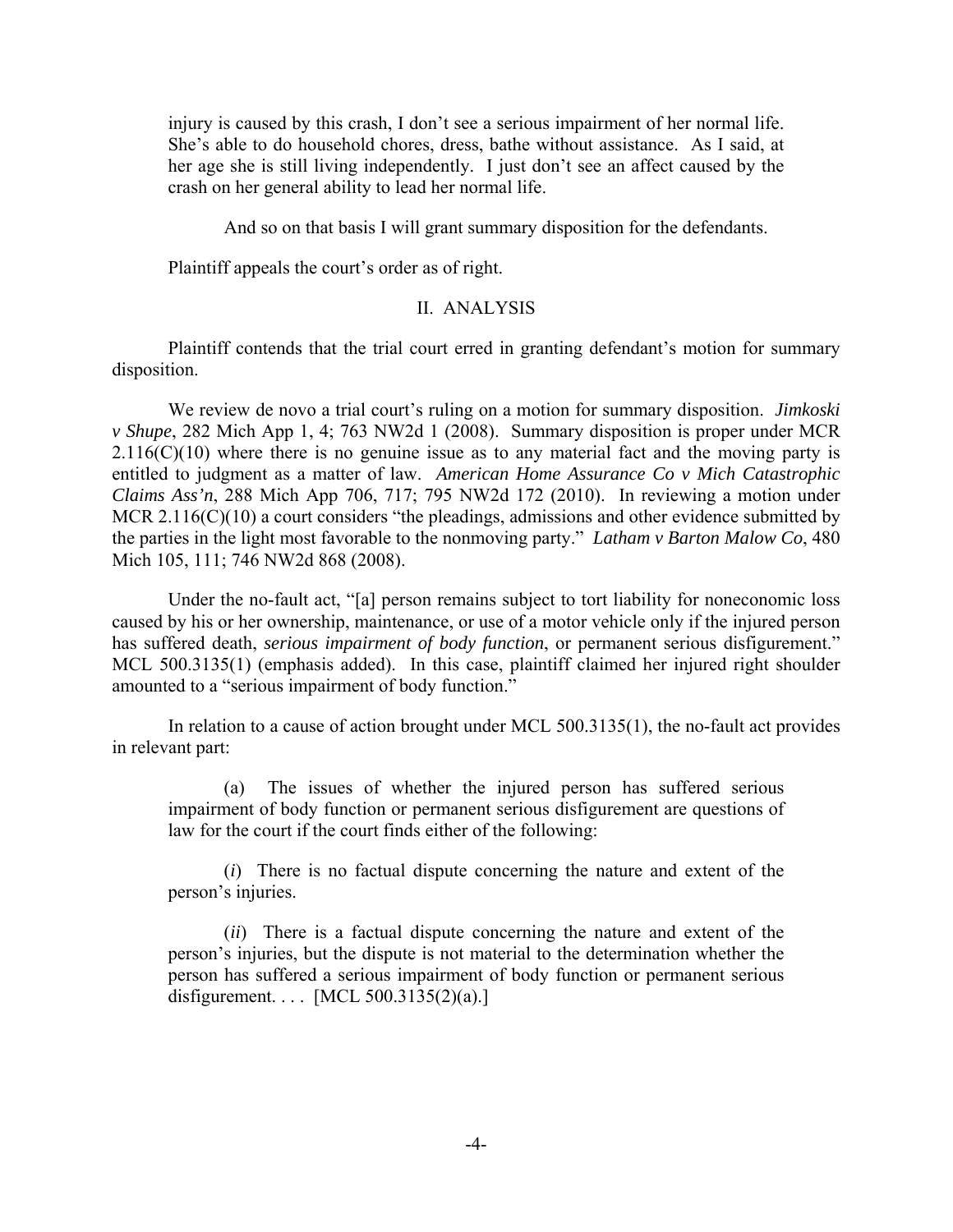> injury is caused by this crash, I don't see a serious impairment of her normal life. She's able to do household chores, dress, bathe without assistance. As I said, at her age she is still living independently. I just don't see an affect caused by the crash on her general ability to lead her normal life.
>
> And so on that basis I will grant summary disposition for the defendants.

Plaintiff appeals the court's order as of right.

## II. ANALYSIS

Plaintiff contends that the trial court erred in granting defendant's motion for summary disposition.

We review de novo a trial court's ruling on a motion for summary disposition. *Jimkoski v Shupe*, 282 Mich App 1, 4; 763 NW2d 1 (2008). Summary disposition is proper under MCR 2.116(C)(10) where there is no genuine issue as to any material fact and the moving party is entitled to judgment as a matter of law. *American Home Assurance Co v Mich Catastrophic Claims Ass'n*, 288 Mich App 706, 717; 795 NW2d 172 (2010). In reviewing a motion under MCR 2.116(C)(10) a court considers "the pleadings, admissions and other evidence submitted by the parties in the light most favorable to the nonmoving party." *Latham v Barton Malow Co*, 480 Mich 105, 111; 746 NW2d 868 (2008).

Under the no-fault act, "[a] person remains subject to tort liability for noneconomic loss caused by his or her ownership, maintenance, or use of a motor vehicle only if the injured person has suffered death, *serious impairment of body function*, or permanent serious disfigurement." MCL 500.3135(1) (emphasis added). In this case, plaintiff claimed her injured right shoulder amounted to a "serious impairment of body function."

In relation to a cause of action brought under MCL 500.3135(1), the no-fault act provides in relevant part:

> (a) The issues of whether the injured person has suffered serious impairment of body function or permanent serious disfigurement are questions of law for the court if the court finds either of the following:
>
> (*i*) There is no factual dispute concerning the nature and extent of the person's injuries.
>
> (*ii*) There is a factual dispute concerning the nature and extent of the person's injuries, but the dispute is not material to the determination whether the person has suffered a serious impairment of body function or permanent serious disfigurement. . . . [MCL 500.3135(2)(a).]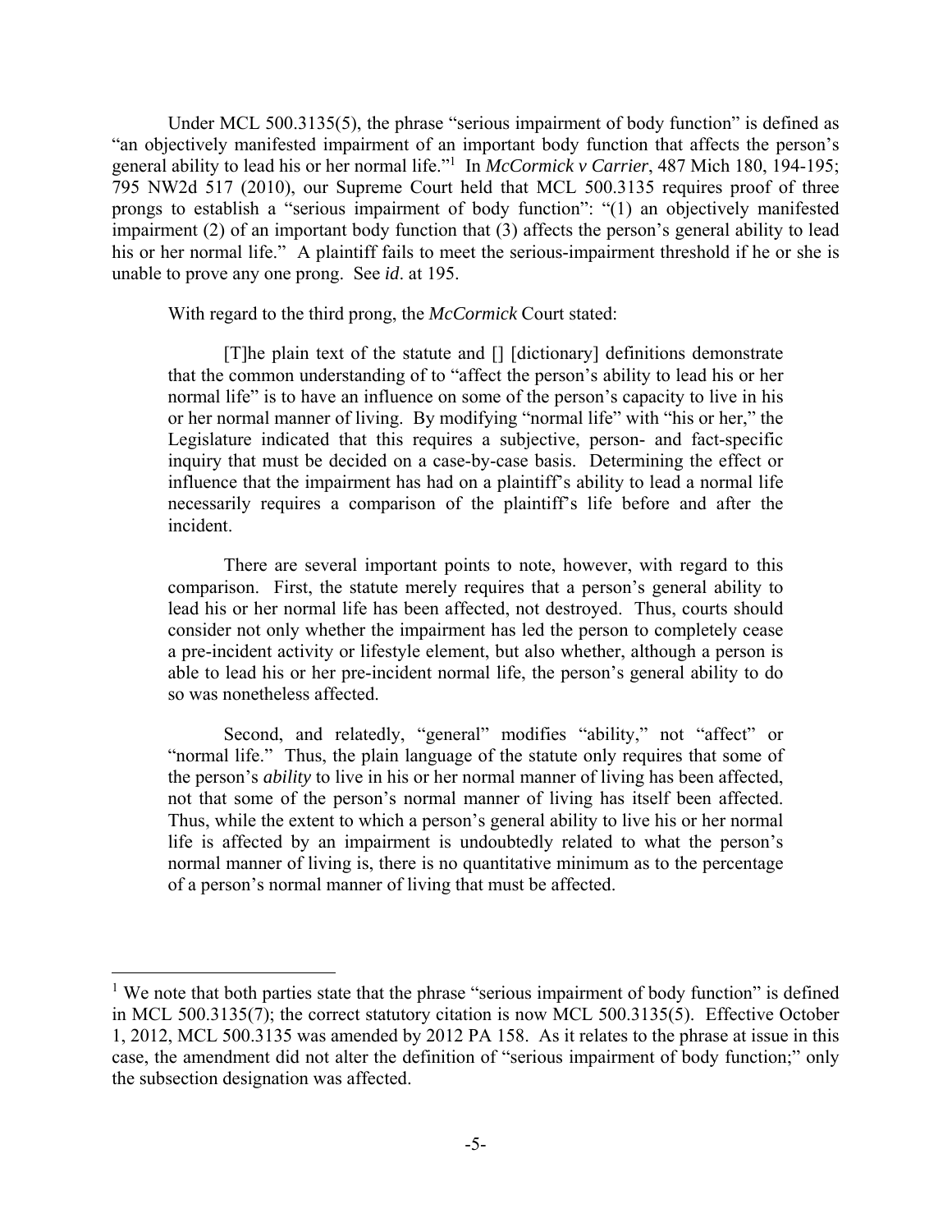Under MCL 500.3135(5), the phrase "serious impairment of body function" is defined as "an objectively manifested impairment of an important body function that affects the person's general ability to lead his or her normal life."[1] In *McCormick v Carrier*, 487 Mich 180, 194-195; 795 NW2d 517 (2010), our Supreme Court held that MCL 500.3135 requires proof of three prongs to establish a "serious impairment of body function": "(1) an objectively manifested impairment (2) of an important body function that (3) affects the person's general ability to lead his or her normal life." A plaintiff fails to meet the serious-impairment threshold if he or she is unable to prove any one prong. See *id*. at 195.

With regard to the third prong, the *McCormick* Court stated:

> [T]he plain text of the statute and [] [dictionary] definitions demonstrate that the common understanding of to "affect the person's ability to lead his or her normal life" is to have an influence on some of the person's capacity to live in his or her normal manner of living. By modifying "normal life" with "his or her," the Legislature indicated that this requires a subjective, person- and fact-specific inquiry that must be decided on a case-by-case basis. Determining the effect or influence that the impairment has had on a plaintiff's ability to lead a normal life necessarily requires a comparison of the plaintiff's life before and after the incident.
>
> There are several important points to note, however, with regard to this comparison. First, the statute merely requires that a person's general ability to lead his or her normal life has been affected, not destroyed. Thus, courts should consider not only whether the impairment has led the person to completely cease a pre-incident activity or lifestyle element, but also whether, although a person is able to lead his or her pre-incident normal life, the person's general ability to do so was nonetheless affected.
>
> Second, and relatedly, "general" modifies "ability," not "affect" or "normal life." Thus, the plain language of the statute only requires that some of the person's *ability* to live in his or her normal manner of living has been affected, not that some of the person's normal manner of living has itself been affected. Thus, while the extent to which a person's general ability to live his or her normal life is affected by an impairment is undoubtedly related to what the person's normal manner of living is, there is no quantitative minimum as to the percentage of a person's normal manner of living that must be affected.

---

[1] We note that both parties state that the phrase "serious impairment of body function" is defined in MCL 500.3135(7); the correct statutory citation is now MCL 500.3135(5). Effective October 1, 2012, MCL 500.3135 was amended by 2012 PA 158. As it relates to the phrase at issue in this case, the amendment did not alter the definition of "serious impairment of body function;" only the subsection designation was affected.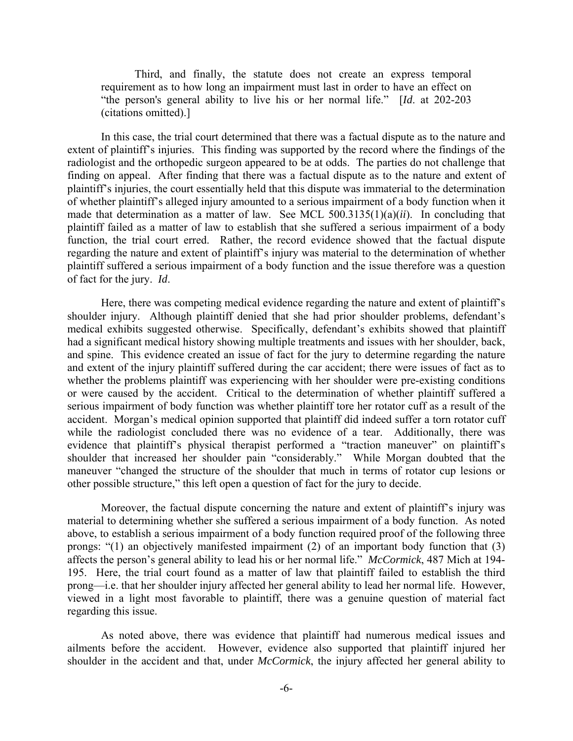> Third, and finally, the statute does not create an express temporal requirement as to how long an impairment must last in order to have an effect on "the person's general ability to live his or her normal life." [*Id*. at 202-203 (citations omitted).]

In this case, the trial court determined that there was a factual dispute as to the nature and extent of plaintiff's injuries. This finding was supported by the record where the findings of the radiologist and the orthopedic surgeon appeared to be at odds. The parties do not challenge that finding on appeal. After finding that there was a factual dispute as to the nature and extent of plaintiff's injuries, the court essentially held that this dispute was immaterial to the determination of whether plaintiff's alleged injury amounted to a serious impairment of a body function when it made that determination as a matter of law. See MCL 500.3135(1)(a)(*ii*). In concluding that plaintiff failed as a matter of law to establish that she suffered a serious impairment of a body function, the trial court erred. Rather, the record evidence showed that the factual dispute regarding the nature and extent of plaintiff's injury was material to the determination of whether plaintiff suffered a serious impairment of a body function and the issue therefore was a question of fact for the jury. *Id*.

Here, there was competing medical evidence regarding the nature and extent of plaintiff's shoulder injury. Although plaintiff denied that she had prior shoulder problems, defendant's medical exhibits suggested otherwise. Specifically, defendant's exhibits showed that plaintiff had a significant medical history showing multiple treatments and issues with her shoulder, back, and spine. This evidence created an issue of fact for the jury to determine regarding the nature and extent of the injury plaintiff suffered during the car accident; there were issues of fact as to whether the problems plaintiff was experiencing with her shoulder were pre-existing conditions or were caused by the accident. Critical to the determination of whether plaintiff suffered a serious impairment of body function was whether plaintiff tore her rotator cuff as a result of the accident. Morgan's medical opinion supported that plaintiff did indeed suffer a torn rotator cuff while the radiologist concluded there was no evidence of a tear. Additionally, there was evidence that plaintiff's physical therapist performed a "traction maneuver" on plaintiff's shoulder that increased her shoulder pain "considerably." While Morgan doubted that the maneuver "changed the structure of the shoulder that much in terms of rotator cup lesions or other possible structure," this left open a question of fact for the jury to decide.

Moreover, the factual dispute concerning the nature and extent of plaintiff's injury was material to determining whether she suffered a serious impairment of a body function. As noted above, to establish a serious impairment of a body function required proof of the following three prongs: "(1) an objectively manifested impairment (2) of an important body function that (3) affects the person's general ability to lead his or her normal life." *McCormick*, 487 Mich at 194-195. Here, the trial court found as a matter of law that plaintiff failed to establish the third prong—i.e. that her shoulder injury affected her general ability to lead her normal life. However, viewed in a light most favorable to plaintiff, there was a genuine question of material fact regarding this issue.

As noted above, there was evidence that plaintiff had numerous medical issues and ailments before the accident. However, evidence also supported that plaintiff injured her shoulder in the accident and that, under *McCormick*, the injury affected her general ability to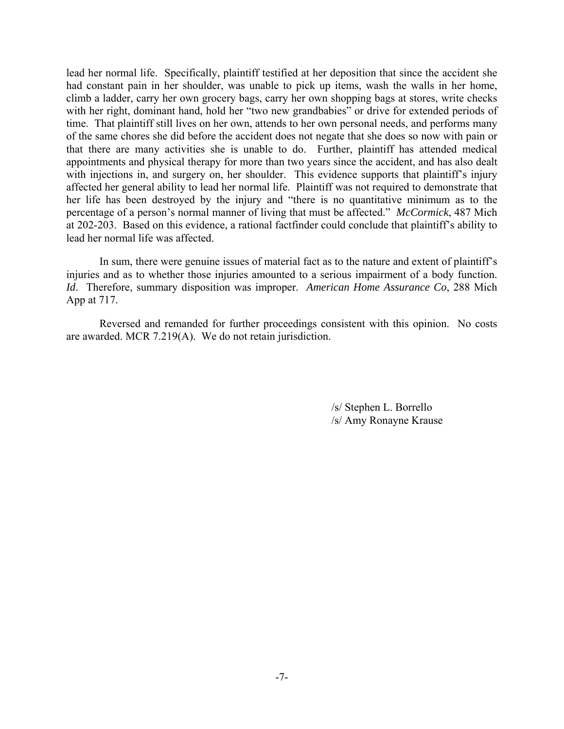lead her normal life. Specifically, plaintiff testified at her deposition that since the accident she had constant pain in her shoulder, was unable to pick up items, wash the walls in her home, climb a ladder, carry her own grocery bags, carry her own shopping bags at stores, write checks with her right, dominant hand, hold her "two new grandbabies" or drive for extended periods of time. That plaintiff still lives on her own, attends to her own personal needs, and performs many of the same chores she did before the accident does not negate that she does so now with pain or that there are many activities she is unable to do. Further, plaintiff has attended medical appointments and physical therapy for more than two years since the accident, and has also dealt with injections in, and surgery on, her shoulder. This evidence supports that plaintiff's injury affected her general ability to lead her normal life. Plaintiff was not required to demonstrate that her life has been destroyed by the injury and "there is no quantitative minimum as to the percentage of a person's normal manner of living that must be affected." *McCormick*, 487 Mich at 202-203. Based on this evidence, a rational factfinder could conclude that plaintiff's ability to lead her normal life was affected.

In sum, there were genuine issues of material fact as to the nature and extent of plaintiff's injuries and as to whether those injuries amounted to a serious impairment of a body function. *Id*. Therefore, summary disposition was improper. *American Home Assurance Co*, 288 Mich App at 717.

Reversed and remanded for further proceedings consistent with this opinion. No costs are awarded. MCR 7.219(A). We do not retain jurisdiction.

/s/ Stephen L. Borrello
/s/ Amy Ronayne Krause